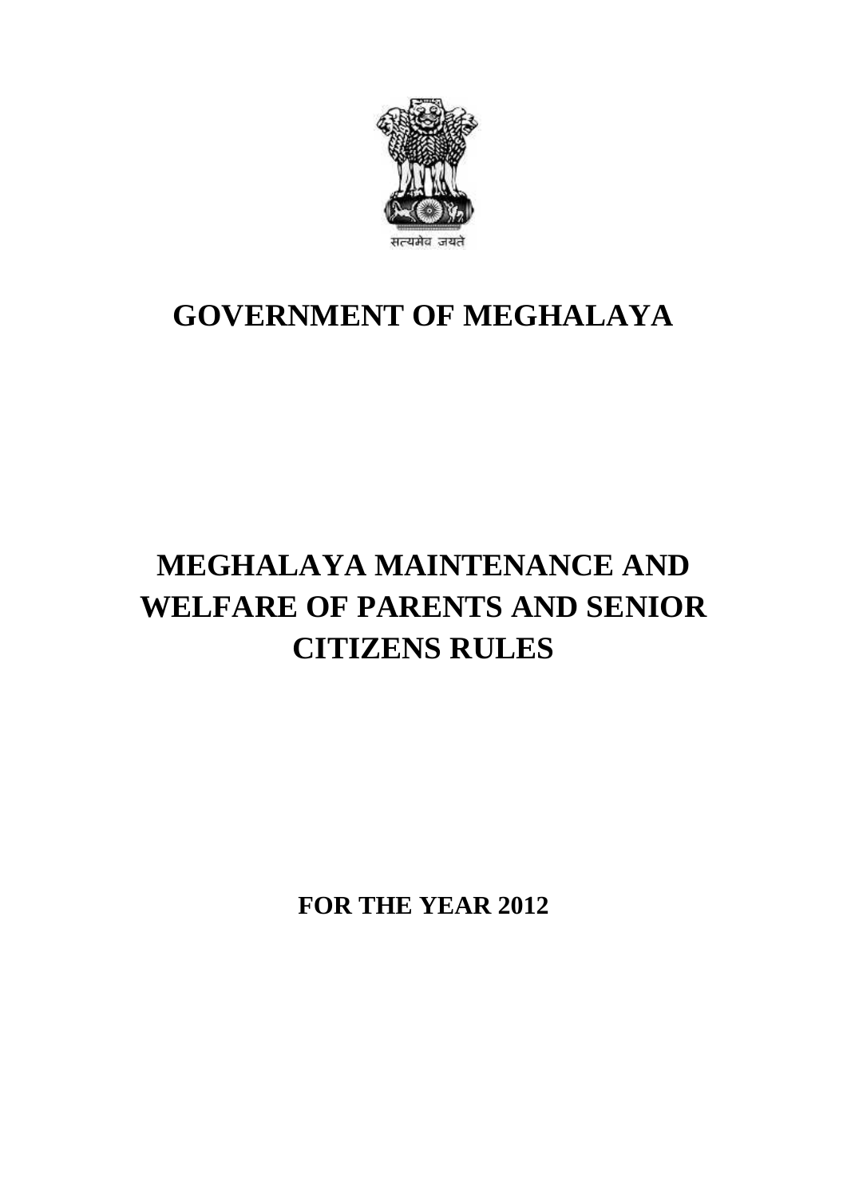सत्यमेव जयते

# GOVERNMENT OF MEGHALAYA

# MEGHALAYA MAINTENANCE AND WELFARE OF PARENTS AND SENIOR CITIZENS RULES

**FOR THE YEAR 2012**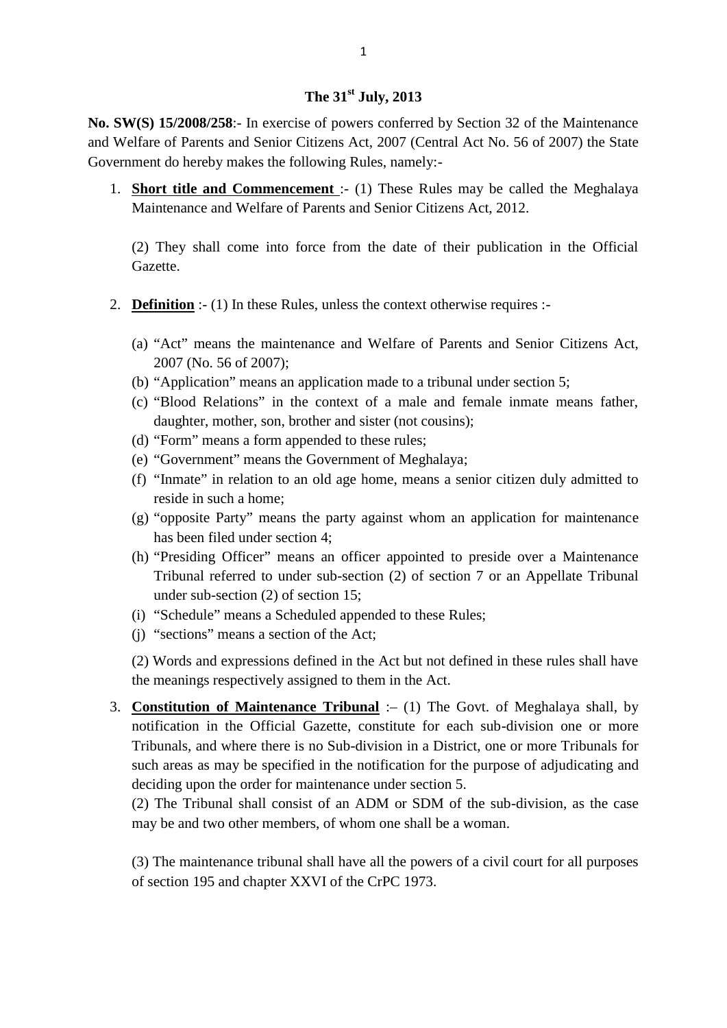**The 31st July, 2013**

**No. SW(S) 15/2008/258**:- In exercise of powers conferred by Section 32 of the Maintenance and Welfare of Parents and Senior Citizens Act, 2007 (Central Act No. 56 of 2007) the State Government do hereby makes the following Rules, namely:-

1. **Short title and Commencement** :- (1) These Rules may be called the Meghalaya Maintenance and Welfare of Parents and Senior Citizens Act, 2012.

   (2) They shall come into force from the date of their publication in the Official Gazette.

2. **Definition** :- (1) In these Rules, unless the context otherwise requires :-

   (a) "Act" means the maintenance and Welfare of Parents and Senior Citizens Act, 2007 (No. 56 of 2007);
   (b) "Application" means an application made to a tribunal under section 5;
   (c) "Blood Relations" in the context of a male and female inmate means father, daughter, mother, son, brother and sister (not cousins);
   (d) "Form" means a form appended to these rules;
   (e) "Government" means the Government of Meghalaya;
   (f) "Inmate" in relation to an old age home, means a senior citizen duly admitted to reside in such a home;
   (g) "opposite Party" means the party against whom an application for maintenance has been filed under section 4;
   (h) "Presiding Officer" means an officer appointed to preside over a Maintenance Tribunal referred to under sub-section (2) of section 7 or an Appellate Tribunal under sub-section (2) of section 15;
   (i) "Schedule" means a Scheduled appended to these Rules;
   (j) "sections" means a section of the Act;

   (2) Words and expressions defined in the Act but not defined in these rules shall have the meanings respectively assigned to them in the Act.

3. **Constitution of Maintenance Tribunal** :– (1) The Govt. of Meghalaya shall, by notification in the Official Gazette, constitute for each sub-division one or more Tribunals, and where there is no Sub-division in a District, one or more Tribunals for such areas as may be specified in the notification for the purpose of adjudicating and deciding upon the order for maintenance under section 5.
   (2) The Tribunal shall consist of an ADM or SDM of the sub-division, as the case may be and two other members, of whom one shall be a woman.

   (3) The maintenance tribunal shall have all the powers of a civil court for all purposes of section 195 and chapter XXVI of the CrPC 1973.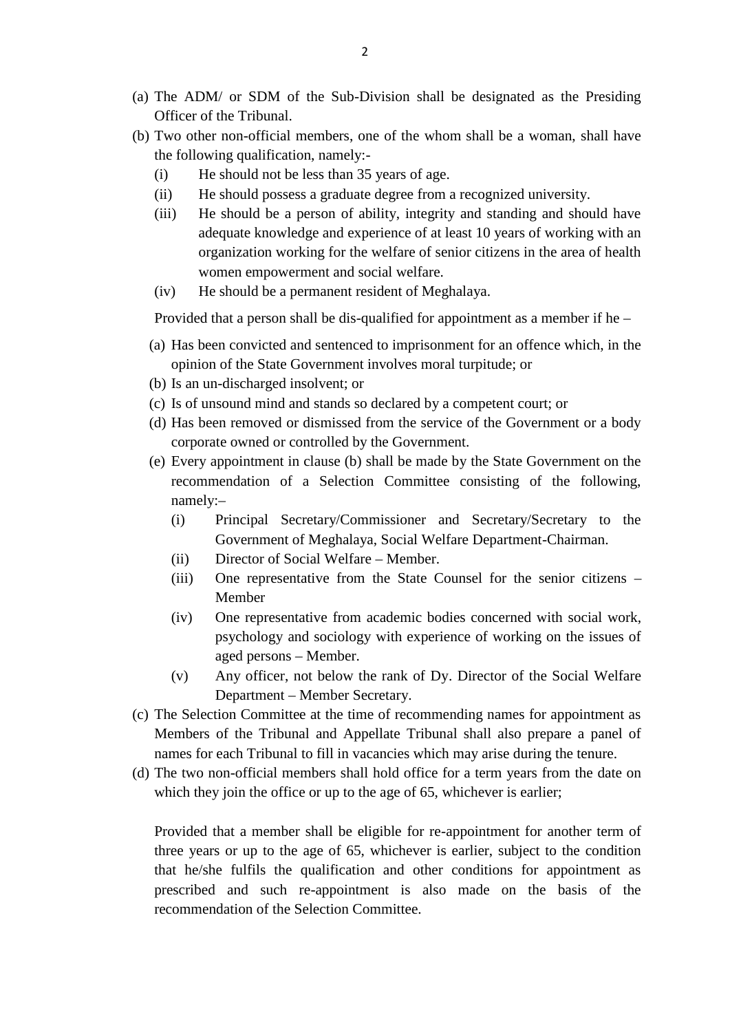(a) The ADM/ or SDM of the Sub-Division shall be designated as the Presiding Officer of the Tribunal.

(b) Two other non-official members, one of the whom shall be a woman, shall have the following qualification, namely:-

   (i) He should not be less than 35 years of age.

   (ii) He should possess a graduate degree from a recognized university.

   (iii) He should be a person of ability, integrity and standing and should have adequate knowledge and experience of at least 10 years of working with an organization working for the welfare of senior citizens in the area of health women empowerment and social welfare.

   (iv) He should be a permanent resident of Meghalaya.

   Provided that a person shall be dis-qualified for appointment as a member if he –

   (a) Has been convicted and sentenced to imprisonment for an offence which, in the opinion of the State Government involves moral turpitude; or

   (b) Is an un-discharged insolvent; or

   (c) Is of unsound mind and stands so declared by a competent court; or

   (d) Has been removed or dismissed from the service of the Government or a body corporate owned or controlled by the Government.

   (e) Every appointment in clause (b) shall be made by the State Government on the recommendation of a Selection Committee consisting of the following, namely:–

      (i) Principal Secretary/Commissioner and Secretary/Secretary to the Government of Meghalaya, Social Welfare Department-Chairman.

      (ii) Director of Social Welfare – Member.

      (iii) One representative from the State Counsel for the senior citizens – Member

      (iv) One representative from academic bodies concerned with social work, psychology and sociology with experience of working on the issues of aged persons – Member.

      (v) Any officer, not below the rank of Dy. Director of the Social Welfare Department – Member Secretary.

(c) The Selection Committee at the time of recommending names for appointment as Members of the Tribunal and Appellate Tribunal shall also prepare a panel of names for each Tribunal to fill in vacancies which may arise during the tenure.

(d) The two non-official members shall hold office for a term years from the date on which they join the office or up to the age of 65, whichever is earlier;

   Provided that a member shall be eligible for re-appointment for another term of three years or up to the age of 65, whichever is earlier, subject to the condition that he/she fulfils the qualification and other conditions for appointment as prescribed and such re-appointment is also made on the basis of the recommendation of the Selection Committee.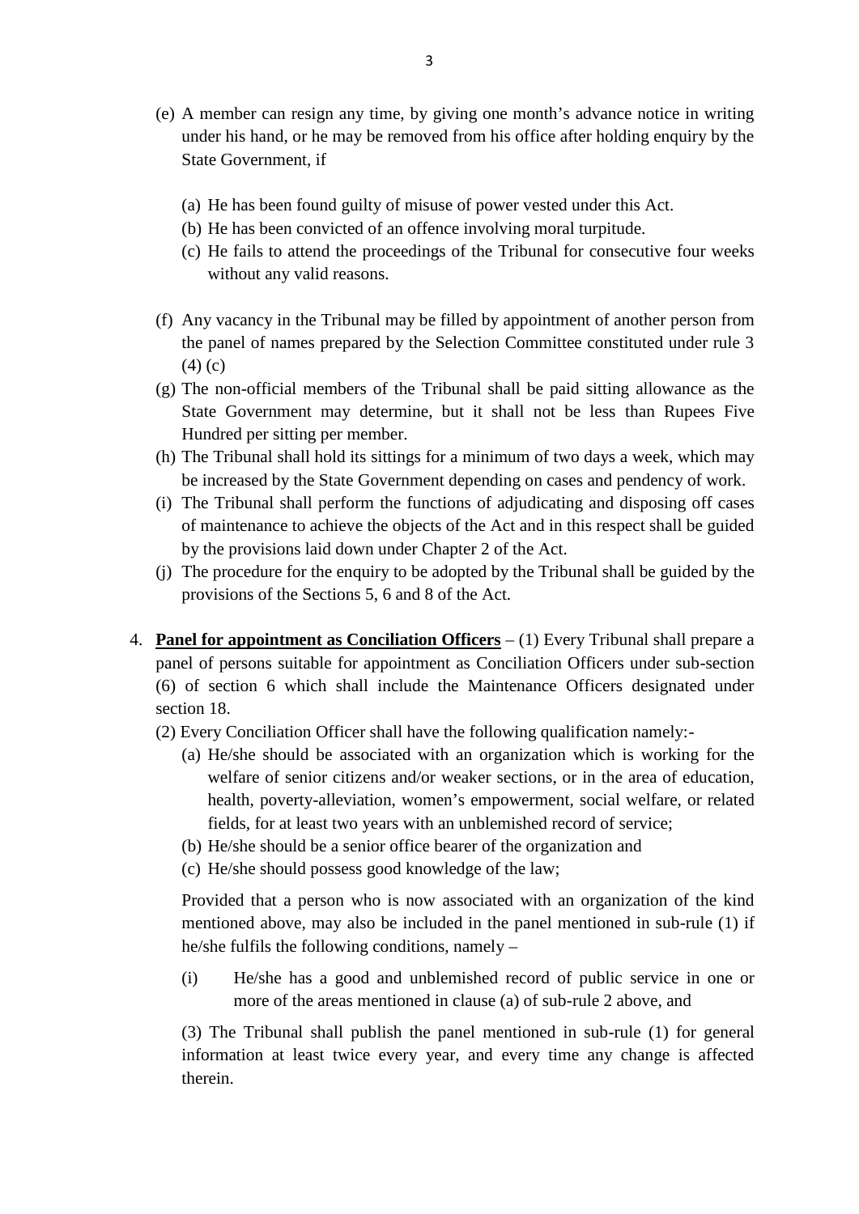(e) A member can resign any time, by giving one month's advance notice in writing under his hand, or he may be removed from his office after holding enquiry by the State Government, if

   (a) He has been found guilty of misuse of power vested under this Act.
   (b) He has been convicted of an offence involving moral turpitude.
   (c) He fails to attend the proceedings of the Tribunal for consecutive four weeks without any valid reasons.

(f) Any vacancy in the Tribunal may be filled by appointment of another person from the panel of names prepared by the Selection Committee constituted under rule 3 (4) (c)

(g) The non-official members of the Tribunal shall be paid sitting allowance as the State Government may determine, but it shall not be less than Rupees Five Hundred per sitting per member.

(h) The Tribunal shall hold its sittings for a minimum of two days a week, which may be increased by the State Government depending on cases and pendency of work.

(i) The Tribunal shall perform the functions of adjudicating and disposing off cases of maintenance to achieve the objects of the Act and in this respect shall be guided by the provisions laid down under Chapter 2 of the Act.

(j) The procedure for the enquiry to be adopted by the Tribunal shall be guided by the provisions of the Sections 5, 6 and 8 of the Act.

4. **Panel for appointment as Conciliation Officers** – (1) Every Tribunal shall prepare a panel of persons suitable for appointment as Conciliation Officers under sub-section (6) of section 6 which shall include the Maintenance Officers designated under section 18.

   (2) Every Conciliation Officer shall have the following qualification namely:-

   (a) He/she should be associated with an organization which is working for the welfare of senior citizens and/or weaker sections, or in the area of education, health, poverty-alleviation, women's empowerment, social welfare, or related fields, for at least two years with an unblemished record of service;
   (b) He/she should be a senior office bearer of the organization and
   (c) He/she should possess good knowledge of the law;

   Provided that a person who is now associated with an organization of the kind mentioned above, may also be included in the panel mentioned in sub-rule (1) if he/she fulfils the following conditions, namely –

   (i) He/she has a good and unblemished record of public service in one or more of the areas mentioned in clause (a) of sub-rule 2 above, and

   (3) The Tribunal shall publish the panel mentioned in sub-rule (1) for general information at least twice every year, and every time any change is affected therein.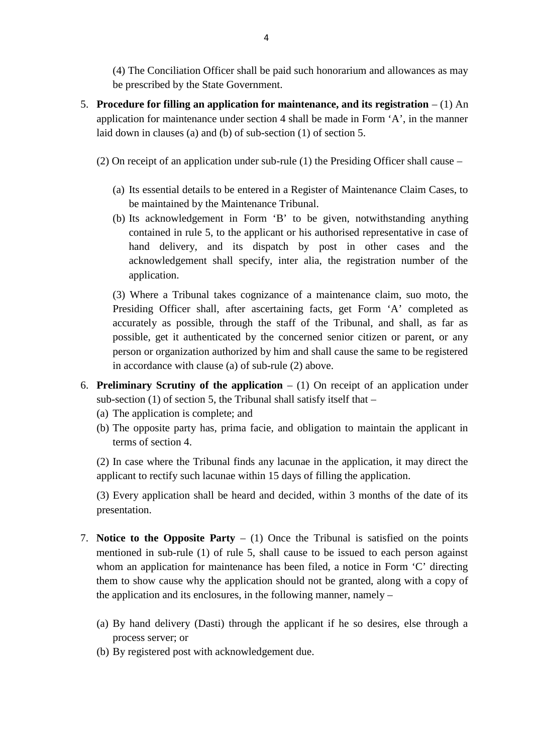(4) The Conciliation Officer shall be paid such honorarium and allowances as may be prescribed by the State Government.

5. **Procedure for filling an application for maintenance, and its registration** – (1) An application for maintenance under section 4 shall be made in Form 'A', in the manner laid down in clauses (a) and (b) of sub-section (1) of section 5.

   (2) On receipt of an application under sub-rule (1) the Presiding Officer shall cause –

   (a) Its essential details to be entered in a Register of Maintenance Claim Cases, to be maintained by the Maintenance Tribunal.
   (b) Its acknowledgement in Form 'B' to be given, notwithstanding anything contained in rule 5, to the applicant or his authorised representative in case of hand delivery, and its dispatch by post in other cases and the acknowledgement shall specify, inter alia, the registration number of the application.

   (3) Where a Tribunal takes cognizance of a maintenance claim, suo moto, the Presiding Officer shall, after ascertaining facts, get Form 'A' completed as accurately as possible, through the staff of the Tribunal, and shall, as far as possible, get it authenticated by the concerned senior citizen or parent, or any person or organization authorized by him and shall cause the same to be registered in accordance with clause (a) of sub-rule (2) above.

6. **Preliminary Scrutiny of the application** – (1) On receipt of an application under sub-section (1) of section 5, the Tribunal shall satisfy itself that –
   (a) The application is complete; and
   (b) The opposite party has, prima facie, and obligation to maintain the applicant in terms of section 4.

   (2) In case where the Tribunal finds any lacunae in the application, it may direct the applicant to rectify such lacunae within 15 days of filling the application.

   (3) Every application shall be heard and decided, within 3 months of the date of its presentation.

7. **Notice to the Opposite Party** – (1) Once the Tribunal is satisfied on the points mentioned in sub-rule (1) of rule 5, shall cause to be issued to each person against whom an application for maintenance has been filed, a notice in Form 'C' directing them to show cause why the application should not be granted, along with a copy of the application and its enclosures, in the following manner, namely –

   (a) By hand delivery (Dasti) through the applicant if he so desires, else through a process server; or
   (b) By registered post with acknowledgement due.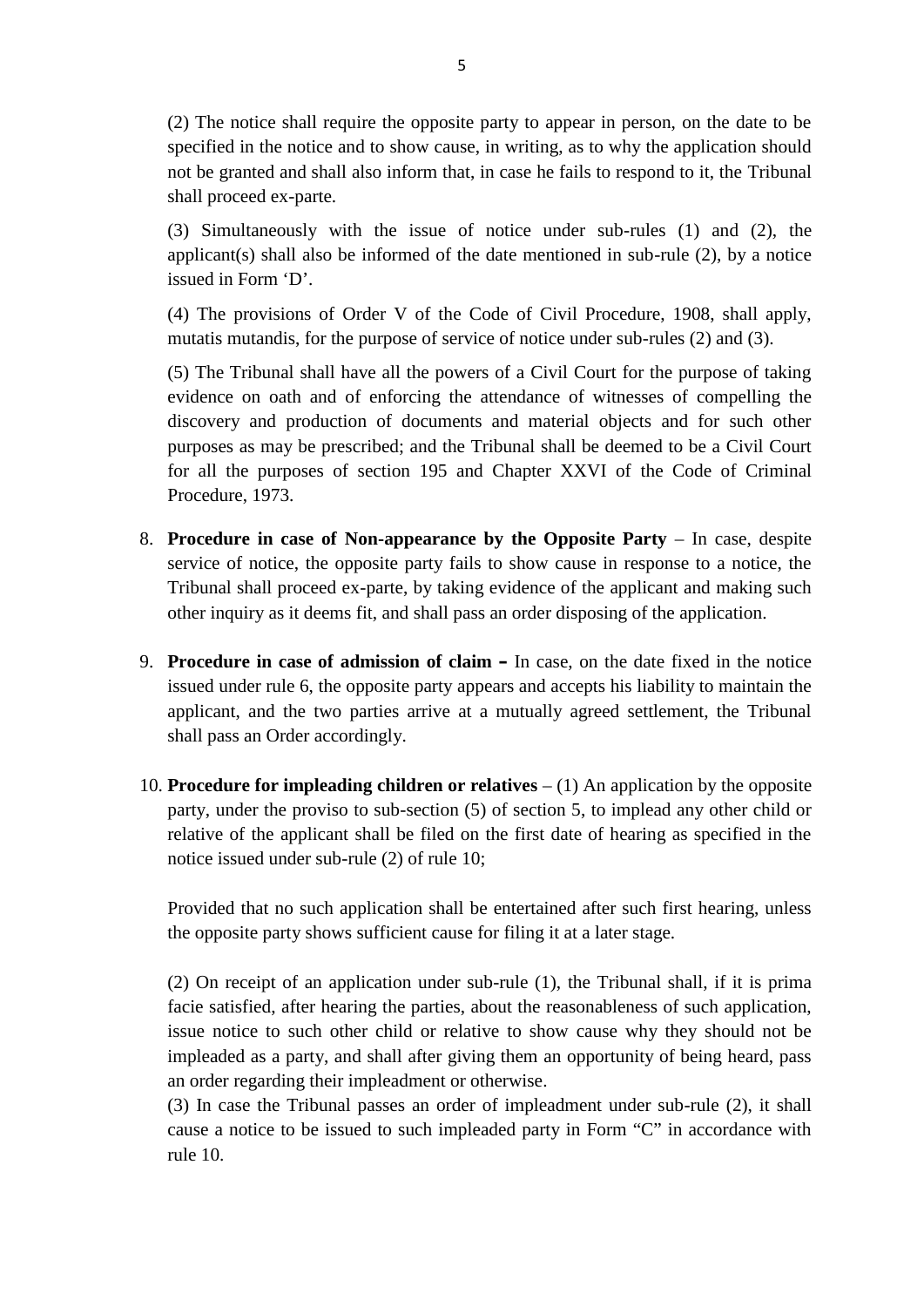(2) The notice shall require the opposite party to appear in person, on the date to be specified in the notice and to show cause, in writing, as to why the application should not be granted and shall also inform that, in case he fails to respond to it, the Tribunal shall proceed ex-parte.

(3) Simultaneously with the issue of notice under sub-rules (1) and (2), the applicant(s) shall also be informed of the date mentioned in sub-rule (2), by a notice issued in Form 'D'.

(4) The provisions of Order V of the Code of Civil Procedure, 1908, shall apply, mutatis mutandis, for the purpose of service of notice under sub-rules (2) and (3).

(5) The Tribunal shall have all the powers of a Civil Court for the purpose of taking evidence on oath and of enforcing the attendance of witnesses of compelling the discovery and production of documents and material objects and for such other purposes as may be prescribed; and the Tribunal shall be deemed to be a Civil Court for all the purposes of section 195 and Chapter XXVI of the Code of Criminal Procedure, 1973.

8. **Procedure in case of Non-appearance by the Opposite Party** – In case, despite service of notice, the opposite party fails to show cause in response to a notice, the Tribunal shall proceed ex-parte, by taking evidence of the applicant and making such other inquiry as it deems fit, and shall pass an order disposing of the application.

9. **Procedure in case of admission of claim –** In case, on the date fixed in the notice issued under rule 6, the opposite party appears and accepts his liability to maintain the applicant, and the two parties arrive at a mutually agreed settlement, the Tribunal shall pass an Order accordingly.

10. **Procedure for impleading children or relatives** – (1) An application by the opposite party, under the proviso to sub-section (5) of section 5, to implead any other child or relative of the applicant shall be filed on the first date of hearing as specified in the notice issued under sub-rule (2) of rule 10;

    Provided that no such application shall be entertained after such first hearing, unless the opposite party shows sufficient cause for filing it at a later stage.

    (2) On receipt of an application under sub-rule (1), the Tribunal shall, if it is prima facie satisfied, after hearing the parties, about the reasonableness of such application, issue notice to such other child or relative to show cause why they should not be impleaded as a party, and shall after giving them an opportunity of being heard, pass an order regarding their impleadment or otherwise.

    (3) In case the Tribunal passes an order of impleadment under sub-rule (2), it shall cause a notice to be issued to such impleaded party in Form "C" in accordance with rule 10.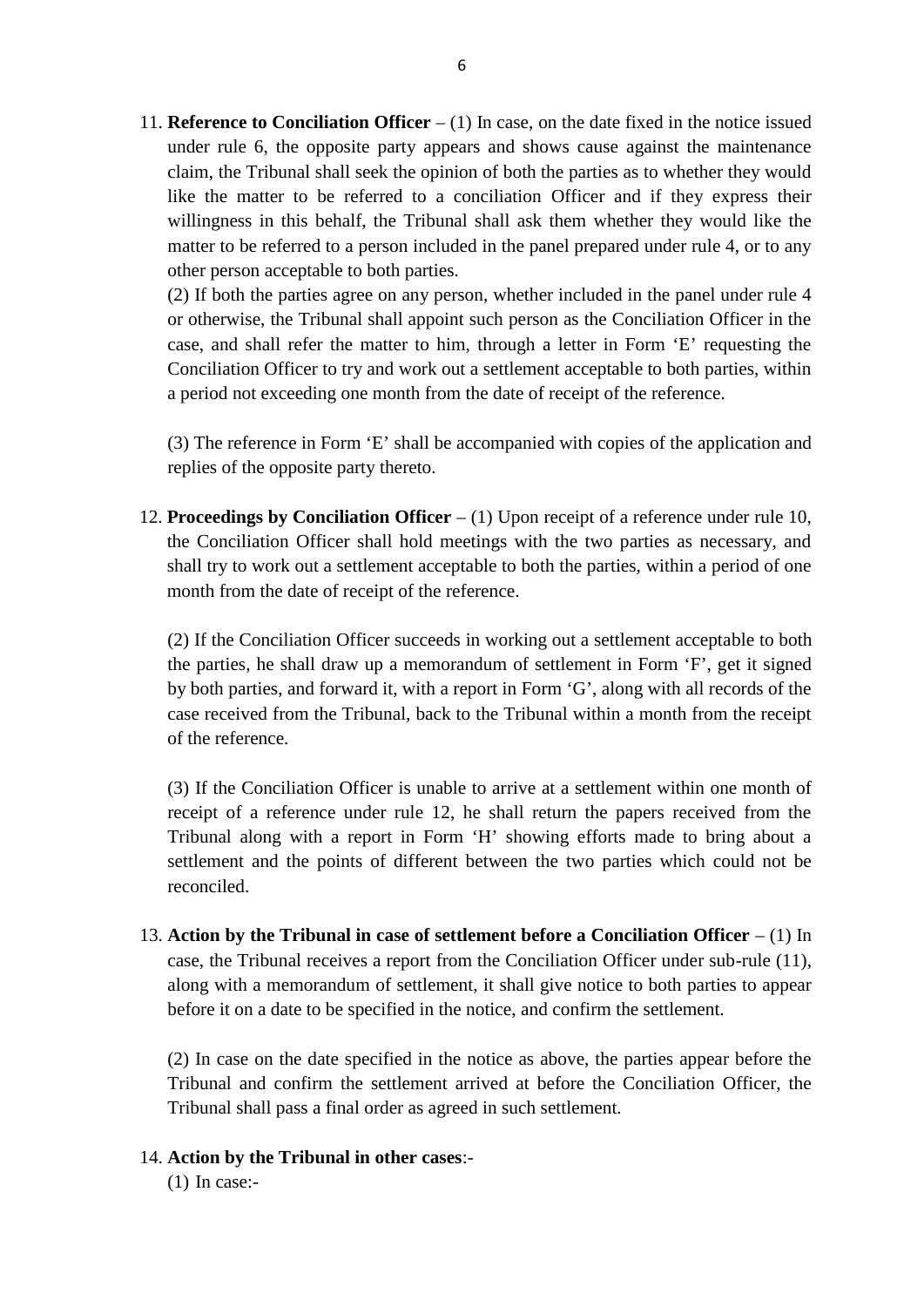11. **Reference to Conciliation Officer** – (1) In case, on the date fixed in the notice issued under rule 6, the opposite party appears and shows cause against the maintenance claim, the Tribunal shall seek the opinion of both the parties as to whether they would like the matter to be referred to a conciliation Officer and if they express their willingness in this behalf, the Tribunal shall ask them whether they would like the matter to be referred to a person included in the panel prepared under rule 4, or to any other person acceptable to both parties.

    (2) If both the parties agree on any person, whether included in the panel under rule 4 or otherwise, the Tribunal shall appoint such person as the Conciliation Officer in the case, and shall refer the matter to him, through a letter in Form 'E' requesting the Conciliation Officer to try and work out a settlement acceptable to both parties, within a period not exceeding one month from the date of receipt of the reference.

    (3) The reference in Form 'E' shall be accompanied with copies of the application and replies of the opposite party thereto.

12. **Proceedings by Conciliation Officer** – (1) Upon receipt of a reference under rule 10, the Conciliation Officer shall hold meetings with the two parties as necessary, and shall try to work out a settlement acceptable to both the parties, within a period of one month from the date of receipt of the reference.

    (2) If the Conciliation Officer succeeds in working out a settlement acceptable to both the parties, he shall draw up a memorandum of settlement in Form 'F', get it signed by both parties, and forward it, with a report in Form 'G', along with all records of the case received from the Tribunal, back to the Tribunal within a month from the receipt of the reference.

    (3) If the Conciliation Officer is unable to arrive at a settlement within one month of receipt of a reference under rule 12, he shall return the papers received from the Tribunal along with a report in Form 'H' showing efforts made to bring about a settlement and the points of different between the two parties which could not be reconciled.

13. **Action by the Tribunal in case of settlement before a Conciliation Officer** – (1) In case, the Tribunal receives a report from the Conciliation Officer under sub-rule (11), along with a memorandum of settlement, it shall give notice to both parties to appear before it on a date to be specified in the notice, and confirm the settlement.

    (2) In case on the date specified in the notice as above, the parties appear before the Tribunal and confirm the settlement arrived at before the Conciliation Officer, the Tribunal shall pass a final order as agreed in such settlement.

14. **Action by the Tribunal in other cases**:-

    (1) In case:-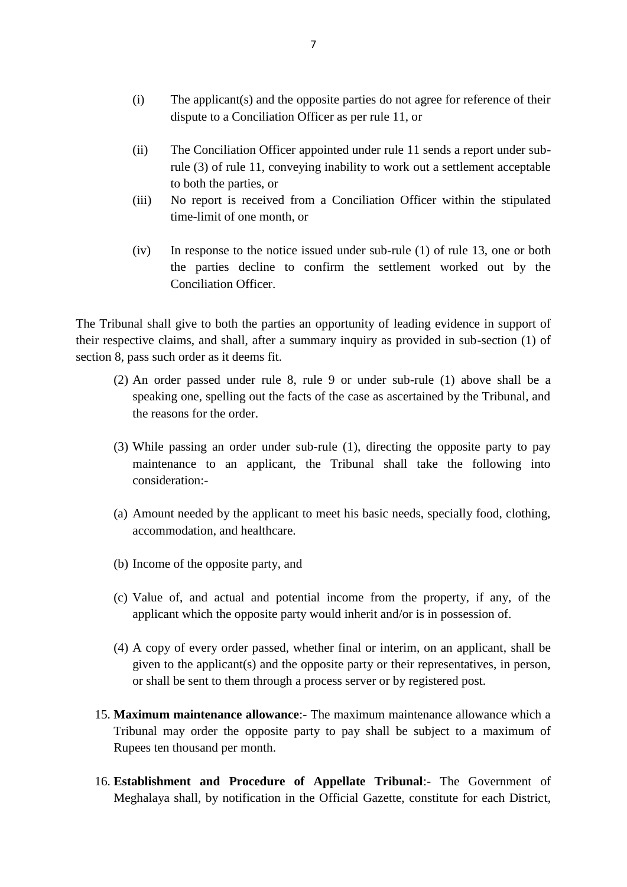(i) The applicant(s) and the opposite parties do not agree for reference of their dispute to a Conciliation Officer as per rule 11, or

(ii) The Conciliation Officer appointed under rule 11 sends a report under sub-rule (3) of rule 11, conveying inability to work out a settlement acceptable to both the parties, or

(iii) No report is received from a Conciliation Officer within the stipulated time-limit of one month, or

(iv) In response to the notice issued under sub-rule (1) of rule 13, one or both the parties decline to confirm the settlement worked out by the Conciliation Officer.

The Tribunal shall give to both the parties an opportunity of leading evidence in support of their respective claims, and shall, after a summary inquiry as provided in sub-section (1) of section 8, pass such order as it deems fit.

(2) An order passed under rule 8, rule 9 or under sub-rule (1) above shall be a speaking one, spelling out the facts of the case as ascertained by the Tribunal, and the reasons for the order.

(3) While passing an order under sub-rule (1), directing the opposite party to pay maintenance to an applicant, the Tribunal shall take the following into consideration:-

(a) Amount needed by the applicant to meet his basic needs, specially food, clothing, accommodation, and healthcare.

(b) Income of the opposite party, and

(c) Value of, and actual and potential income from the property, if any, of the applicant which the opposite party would inherit and/or is in possession of.

(4) A copy of every order passed, whether final or interim, on an applicant, shall be given to the applicant(s) and the opposite party or their representatives, in person, or shall be sent to them through a process server or by registered post.

15. **Maximum maintenance allowance**:- The maximum maintenance allowance which a Tribunal may order the opposite party to pay shall be subject to a maximum of Rupees ten thousand per month.

16. **Establishment and Procedure of Appellate Tribunal**:- The Government of Meghalaya shall, by notification in the Official Gazette, constitute for each District,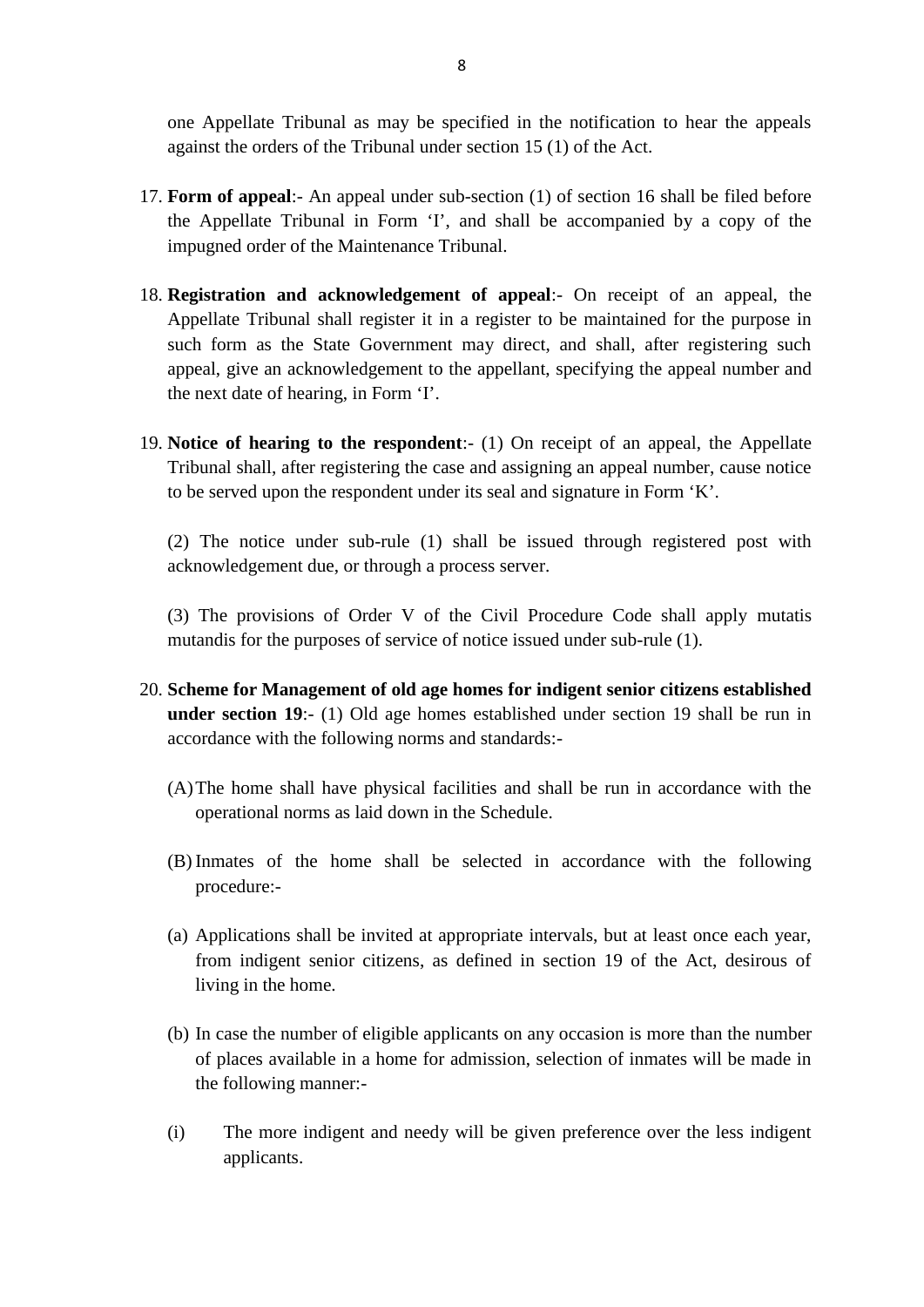one Appellate Tribunal as may be specified in the notification to hear the appeals against the orders of the Tribunal under section 15 (1) of the Act.

17. **Form of appeal**:- An appeal under sub-section (1) of section 16 shall be filed before the Appellate Tribunal in Form 'I', and shall be accompanied by a copy of the impugned order of the Maintenance Tribunal.

18. **Registration and acknowledgement of appeal**:- On receipt of an appeal, the Appellate Tribunal shall register it in a register to be maintained for the purpose in such form as the State Government may direct, and shall, after registering such appeal, give an acknowledgement to the appellant, specifying the appeal number and the next date of hearing, in Form 'I'.

19. **Notice of hearing to the respondent**:- (1) On receipt of an appeal, the Appellate Tribunal shall, after registering the case and assigning an appeal number, cause notice to be served upon the respondent under its seal and signature in Form 'K'.

    (2) The notice under sub-rule (1) shall be issued through registered post with acknowledgement due, or through a process server.

    (3) The provisions of Order V of the Civil Procedure Code shall apply mutatis mutandis for the purposes of service of notice issued under sub-rule (1).

20. **Scheme for Management of old age homes for indigent senior citizens established under section 19**:- (1) Old age homes established under section 19 shall be run in accordance with the following norms and standards:-

    (A) The home shall have physical facilities and shall be run in accordance with the operational norms as laid down in the Schedule.

    (B) Inmates of the home shall be selected in accordance with the following procedure:-

    (a) Applications shall be invited at appropriate intervals, but at least once each year, from indigent senior citizens, as defined in section 19 of the Act, desirous of living in the home.

    (b) In case the number of eligible applicants on any occasion is more than the number of places available in a home for admission, selection of inmates will be made in the following manner:-

    (i) The more indigent and needy will be given preference over the less indigent applicants.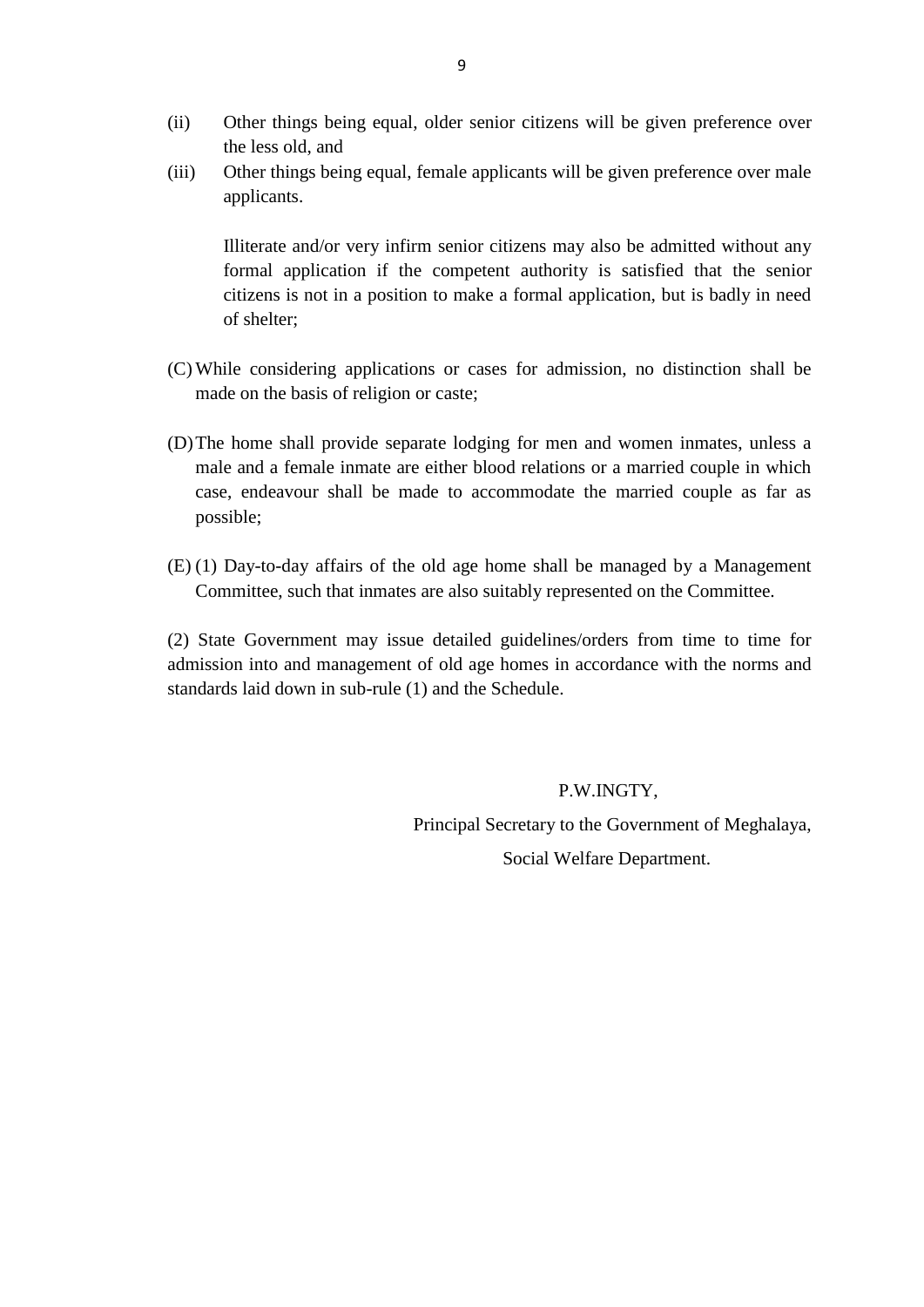(ii) Other things being equal, older senior citizens will be given preference over the less old, and

(iii) Other things being equal, female applicants will be given preference over male applicants.

Illiterate and/or very infirm senior citizens may also be admitted without any formal application if the competent authority is satisfied that the senior citizens is not in a position to make a formal application, but is badly in need of shelter;

(C) While considering applications or cases for admission, no distinction shall be made on the basis of religion or caste;

(D) The home shall provide separate lodging for men and women inmates, unless a male and a female inmate are either blood relations or a married couple in which case, endeavour shall be made to accommodate the married couple as far as possible;

(E) (1) Day-to-day affairs of the old age home shall be managed by a Management Committee, such that inmates are also suitably represented on the Committee.

(2) State Government may issue detailed guidelines/orders from time to time for admission into and management of old age homes in accordance with the norms and standards laid down in sub-rule (1) and the Schedule.

P.W.INGTY,

Principal Secretary to the Government of Meghalaya,

Social Welfare Department.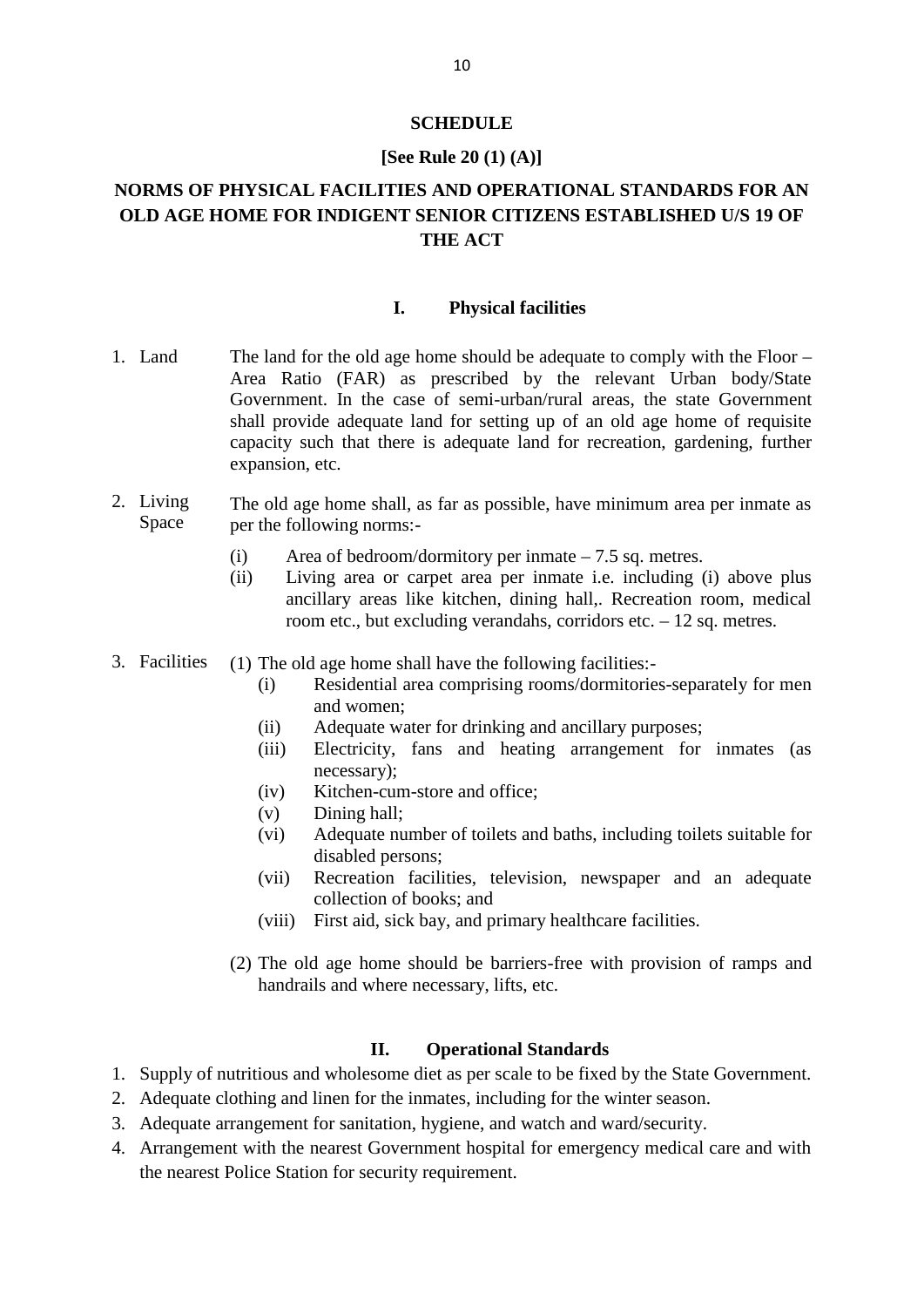## SCHEDULE

**[See Rule 20 (1) (A)]**

## NORMS OF PHYSICAL FACILITIES AND OPERATIONAL STANDARDS FOR AN OLD AGE HOME FOR INDIGENT SENIOR CITIZENS ESTABLISHED U/S 19 OF THE ACT

### I. Physical facilities

1. Land — The land for the old age home should be adequate to comply with the Floor – Area Ratio (FAR) as prescribed by the relevant Urban body/State Government. In the case of semi-urban/rural areas, the state Government shall provide adequate land for setting up of an old age home of requisite capacity such that there is adequate land for recreation, gardening, further expansion, etc.

2. Living Space — The old age home shall, as far as possible, have minimum area per inmate as per the following norms:-

   (i) Area of bedroom/dormitory per inmate – 7.5 sq. metres.

   (ii) Living area or carpet area per inmate i.e. including (i) above plus ancillary areas like kitchen, dining hall,. Recreation room, medical room etc., but excluding verandahs, corridors etc. – 12 sq. metres.

3. Facilities — (1) The old age home shall have the following facilities:-

   (i) Residential area comprising rooms/dormitories-separately for men and women;

   (ii) Adequate water for drinking and ancillary purposes;

   (iii) Electricity, fans and heating arrangement for inmates (as necessary);

   (iv) Kitchen-cum-store and office;

   (v) Dining hall;

   (vi) Adequate number of toilets and baths, including toilets suitable for disabled persons;

   (vii) Recreation facilities, television, newspaper and an adequate collection of books; and

   (viii) First aid, sick bay, and primary healthcare facilities.

   (2) The old age home should be barriers-free with provision of ramps and handrails and where necessary, lifts, etc.

### II. Operational Standards

1. Supply of nutritious and wholesome diet as per scale to be fixed by the State Government.
2. Adequate clothing and linen for the inmates, including for the winter season.
3. Adequate arrangement for sanitation, hygiene, and watch and ward/security.
4. Arrangement with the nearest Government hospital for emergency medical care and with the nearest Police Station for security requirement.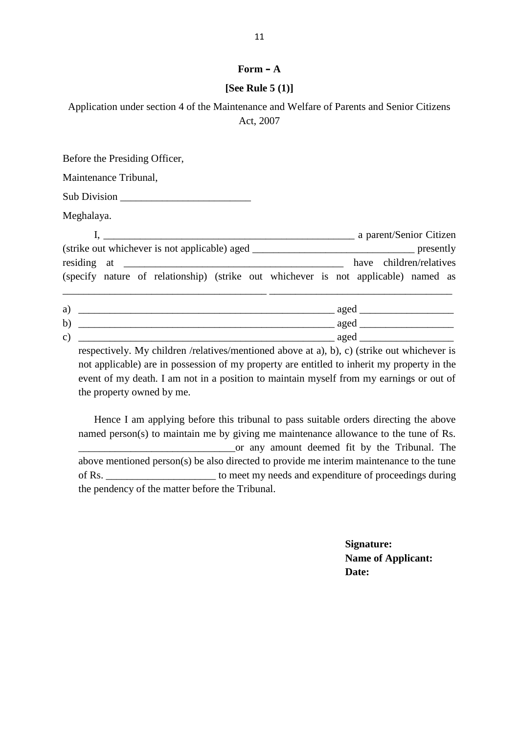**Form – A**

**[See Rule 5 (1)]**

Application under section 4 of the Maintenance and Welfare of Parents and Senior Citizens Act, 2007

Before the Presiding Officer,

Maintenance Tribunal,

Sub Division _________________________

Meghalaya.

I, _________________________________________________ a parent/Senior Citizen (strike out whichever is not applicable) aged _______________________________ presently residing at __________________________________________ have children/relatives (specify nature of relationship) (strike out whichever is not applicable) named as _______________________________________ __________________________________

a) _________________________________________________ aged _________________

b) _________________________________________________ aged _________________

c) _________________________________________________ aged _________________

respectively. My children /relatives/mentioned above at a), b), c) (strike out whichever is not applicable) are in possession of my property are entitled to inherit my property in the event of my death. I am not in a position to maintain myself from my earnings or out of the property owned by me.

Hence I am applying before this tribunal to pass suitable orders directing the above named person(s) to maintain me by giving me maintenance allowance to the tune of Rs. ______________________________or any amount deemed fit by the Tribunal. The above mentioned person(s) be also directed to provide me interim maintenance to the tune of Rs. _____________________ to meet my needs and expenditure of proceedings during the pendency of the matter before the Tribunal.

**Signature:**
**Name of Applicant:**
**Date:**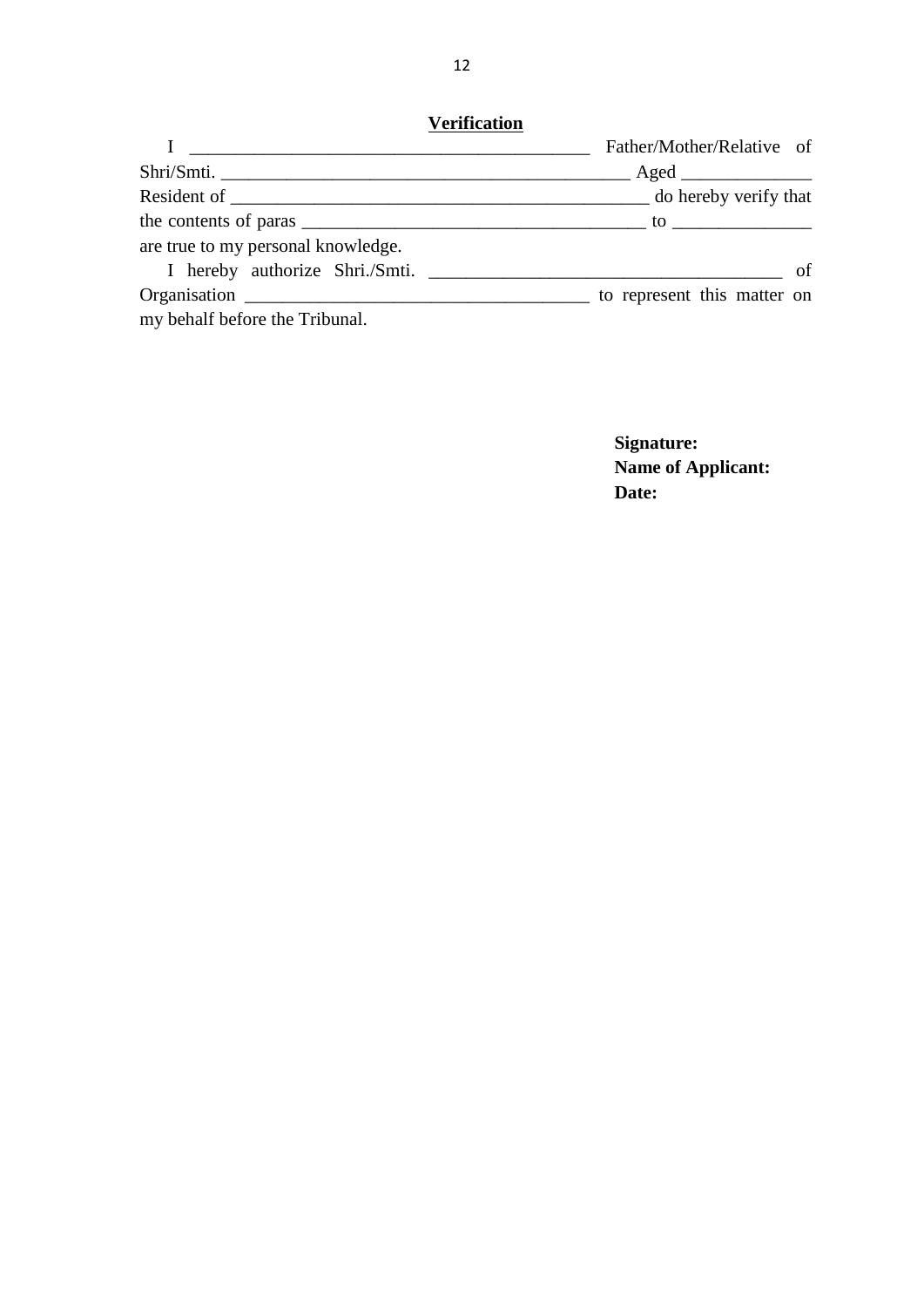**Verification**

I ________________________________________ Father/Mother/Relative of Shri/Smti. ________________________________________ Aged ____________ Resident of ________________________________________ do hereby verify that the contents of paras __________________________________ to ______________ are true to my personal knowledge.

I hereby authorize Shri./Smti. __________________________________ of Organisation __________________________________ to represent this matter on my behalf before the Tribunal.

**Signature:**
**Name of Applicant:**
**Date:**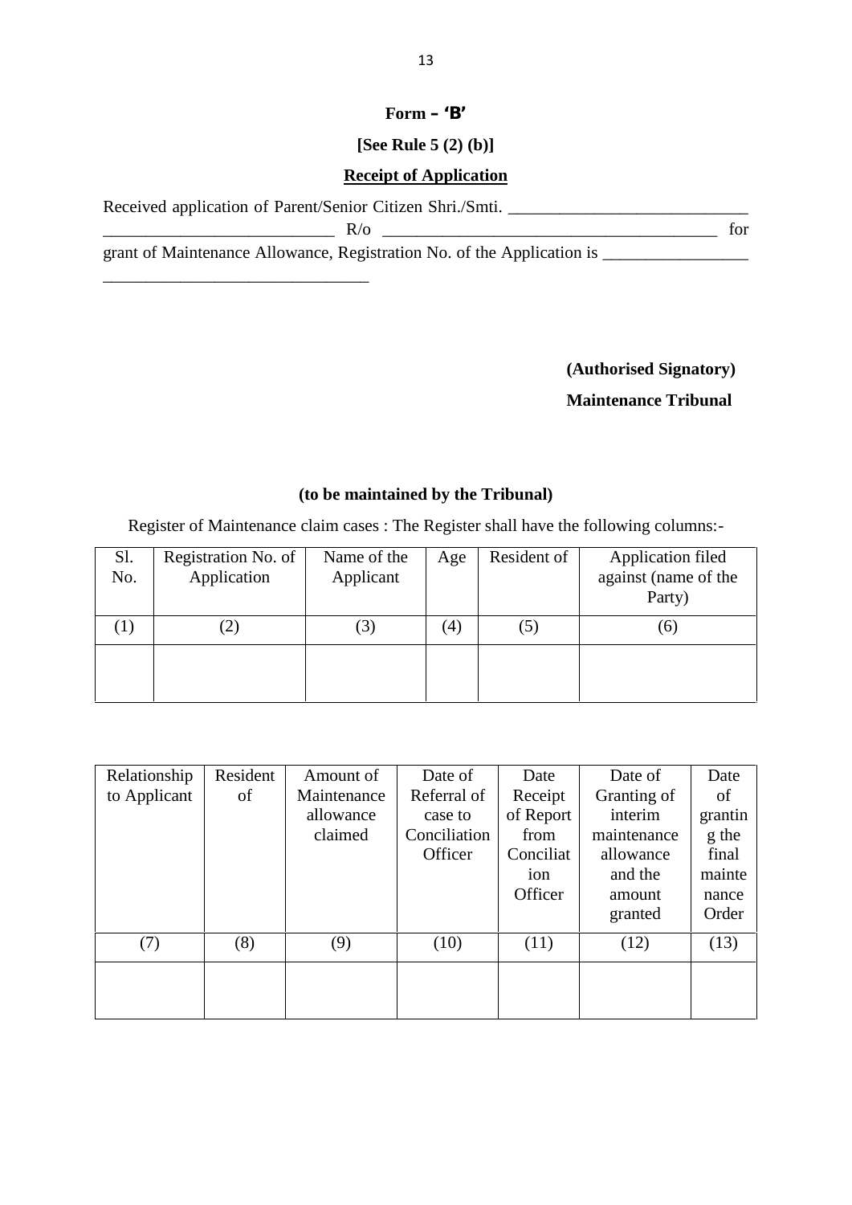## Form – 'B'

**[See Rule 5 (2) (b)]**

**Receipt of Application**

Received application of Parent/Senior Citizen Shri./Smti. ____________________________ ____________________________ R/o ________________________________________ for grant of Maintenance Allowance, Registration No. of the Application is _________________ ________________________________

**(Authorised Signatory)**

**Maintenance Tribunal**

**(to be maintained by the Tribunal)**

Register of Maintenance claim cases : The Register shall have the following columns:-

| Sl. No. | Registration No. of Application | Name of the Applicant | Age | Resident of | Application filed against (name of the Party) |
|---|---|---|---|---|---|
| (1) | (2) | (3) | (4) | (5) | (6) |
| | | | | | |

| Relationship to Applicant | Resident of | Amount of Maintenance allowance claimed | Date of Referral of case to Conciliation Officer | Date Receipt of Report from Conciliation Officer | Date of Granting of interim maintenance allowance and the amount granted | Date of granting the final maintenance Order |
|---|---|---|---|---|---|---|
| (7) | (8) | (9) | (10) | (11) | (12) | (13) |
| | | | | | | |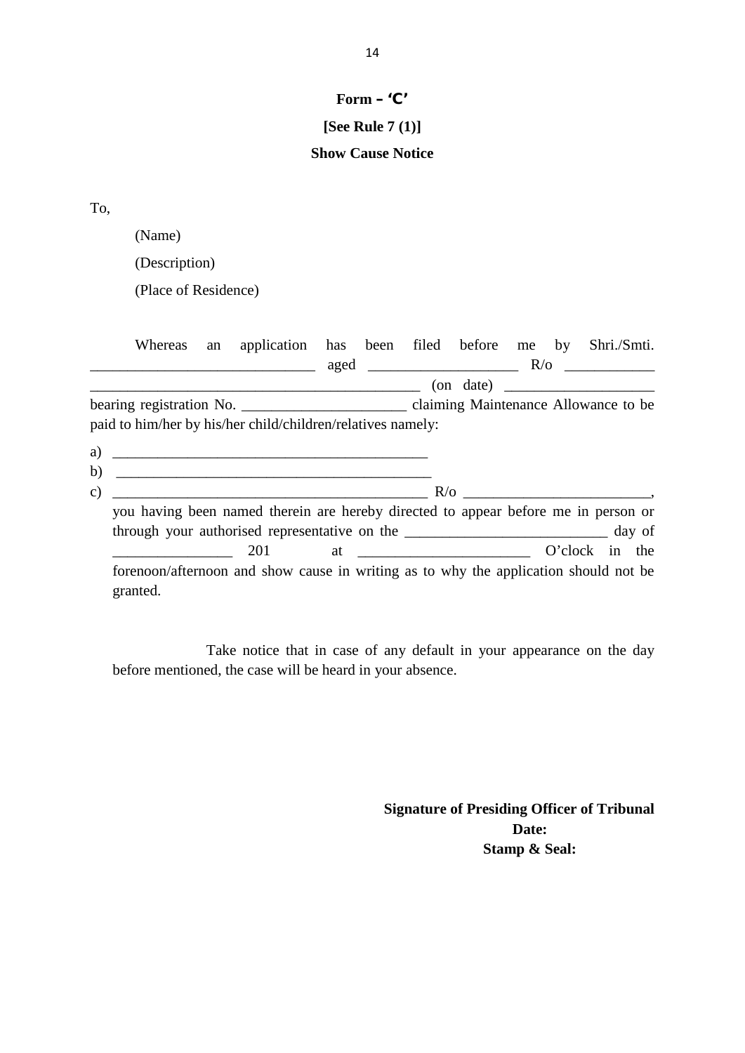**Form – 'C'**

**[See Rule 7 (1)]**

**Show Cause Notice**

To,

(Name)

(Description)

(Place of Residence)

Whereas an application has been filed before me by Shri./Smti. _____________________________ aged ____________________ R/o ____________ ____________________________________________ (on date) ____________________ bearing registration No. _____________________ claiming Maintenance Allowance to be paid to him/her by his/her child/children/relatives namely:

a) __________________________________________
b) __________________________________________
c) __________________________________________ R/o ________________________, you having been named therein are hereby directed to appear before me in person or through your authorised representative on the ___________________________ day of ________________ 201 at _______________________ O'clock in the forenoon/afternoon and show cause in writing as to why the application should not be granted.

Take notice that in case of any default in your appearance on the day before mentioned, the case will be heard in your absence.

**Signature of Presiding Officer of Tribunal**
**Date:**
**Stamp & Seal:**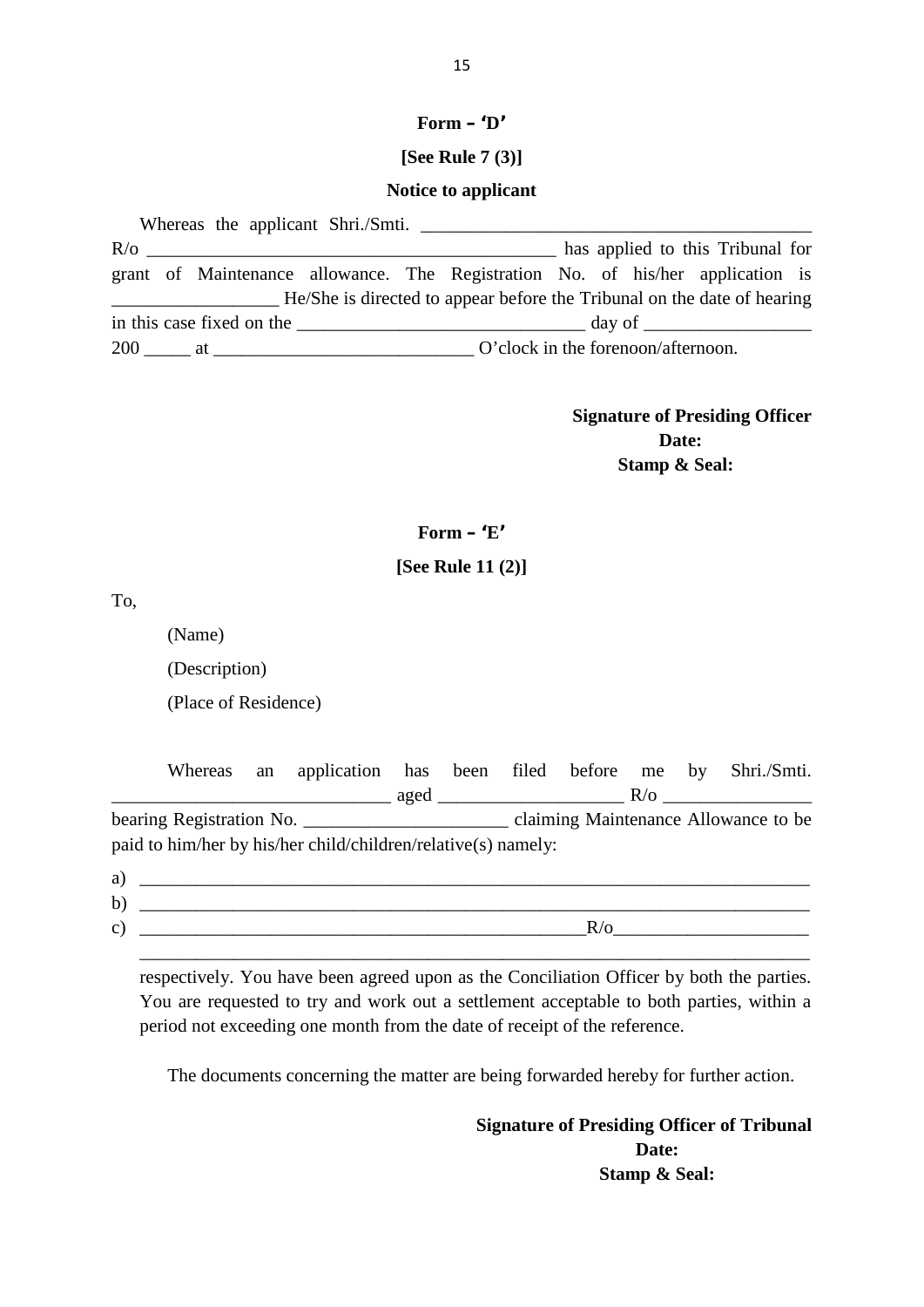**Form – 'D'**

**[See Rule 7 (3)]**

**Notice to applicant**

Whereas the applicant Shri./Smti. ________________________________________ R/o ____________________________________________ has applied to this Tribunal for grant of Maintenance allowance. The Registration No. of his/her application is __________________ He/She is directed to appear before the Tribunal on the date of hearing in this case fixed on the ______________________________ day of _________________ 200 _____ at ___________________________ O'clock in the forenoon/afternoon.

**Signature of Presiding Officer**
**Date:**
**Stamp & Seal:**

**Form – 'E'**

**[See Rule 11 (2)]**

To,

(Name)

(Description)

(Place of Residence)

Whereas an application has been filed before me by Shri./Smti. _____________________________ aged ___________________ R/o _______________ bearing Registration No. _____________________ claiming Maintenance Allowance to be paid to him/her by his/her child/children/relative(s) namely:

a) ______________________________________________________________________
b) ______________________________________________________________________
c) _______________________________________________R/o____________________
______________________________________________________________________

respectively. You have been agreed upon as the Conciliation Officer by both the parties. You are requested to try and work out a settlement acceptable to both parties, within a period not exceeding one month from the date of receipt of the reference.

The documents concerning the matter are being forwarded hereby for further action.

**Signature of Presiding Officer of Tribunal**
**Date:**
**Stamp & Seal:**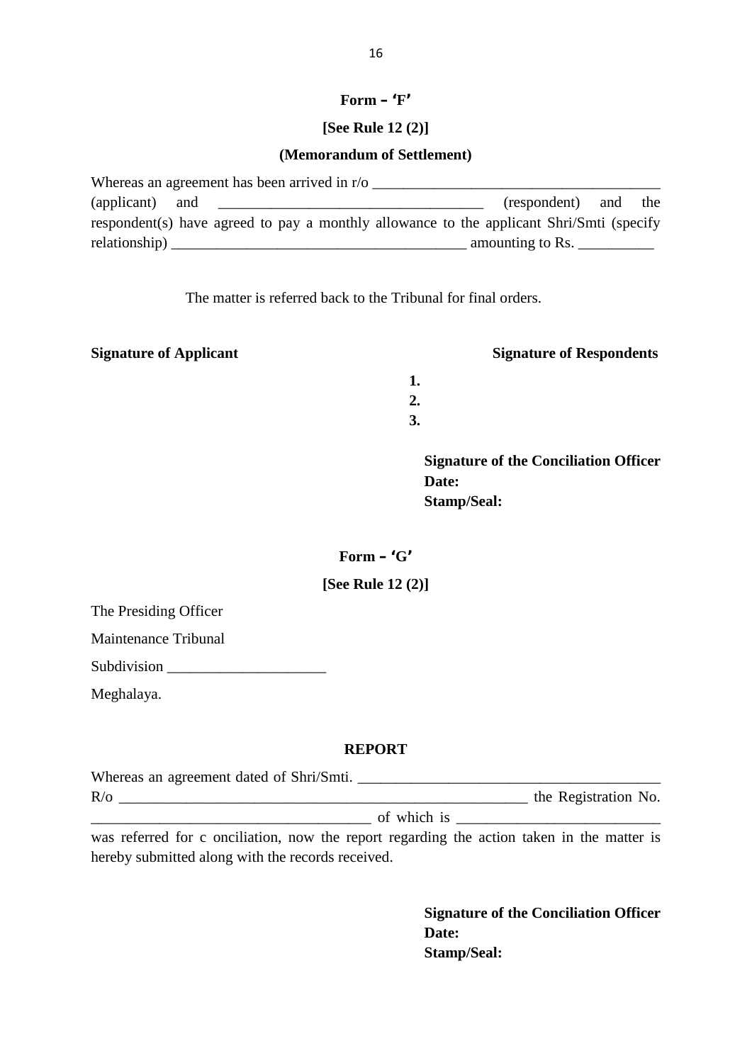**Form – ‘F’**

**[See Rule 12 (2)]**

**(Memorandum of Settlement)**

Whereas an agreement has been arrived in r/o ______________________________________ (applicant) and ___________________________________ (respondent) and the respondent(s) have agreed to pay a monthly allowance to the applicant Shri/Smti (specify relationship) _______________________________________ amounting to Rs. __________

The matter is referred back to the Tribunal for final orders.

**Signature of Applicant** **Signature of Respondents**

**1.**
**2.**
**3.**

**Signature of the Conciliation Officer**
**Date:**
**Stamp/Seal:**

**Form – ‘G’**

**[See Rule 12 (2)]**

The Presiding Officer

Maintenance Tribunal

Subdivision ____________________

Meghalaya.

**REPORT**

Whereas an agreement dated of Shri/Smti. _______________________________________ R/o ______________________________________________________ the Registration No. _____________________________________ of which is ___________________________ was referred for c onciliation, now the report regarding the action taken in the matter is hereby submitted along with the records received.

**Signature of the Conciliation Officer**
**Date:**
**Stamp/Seal:**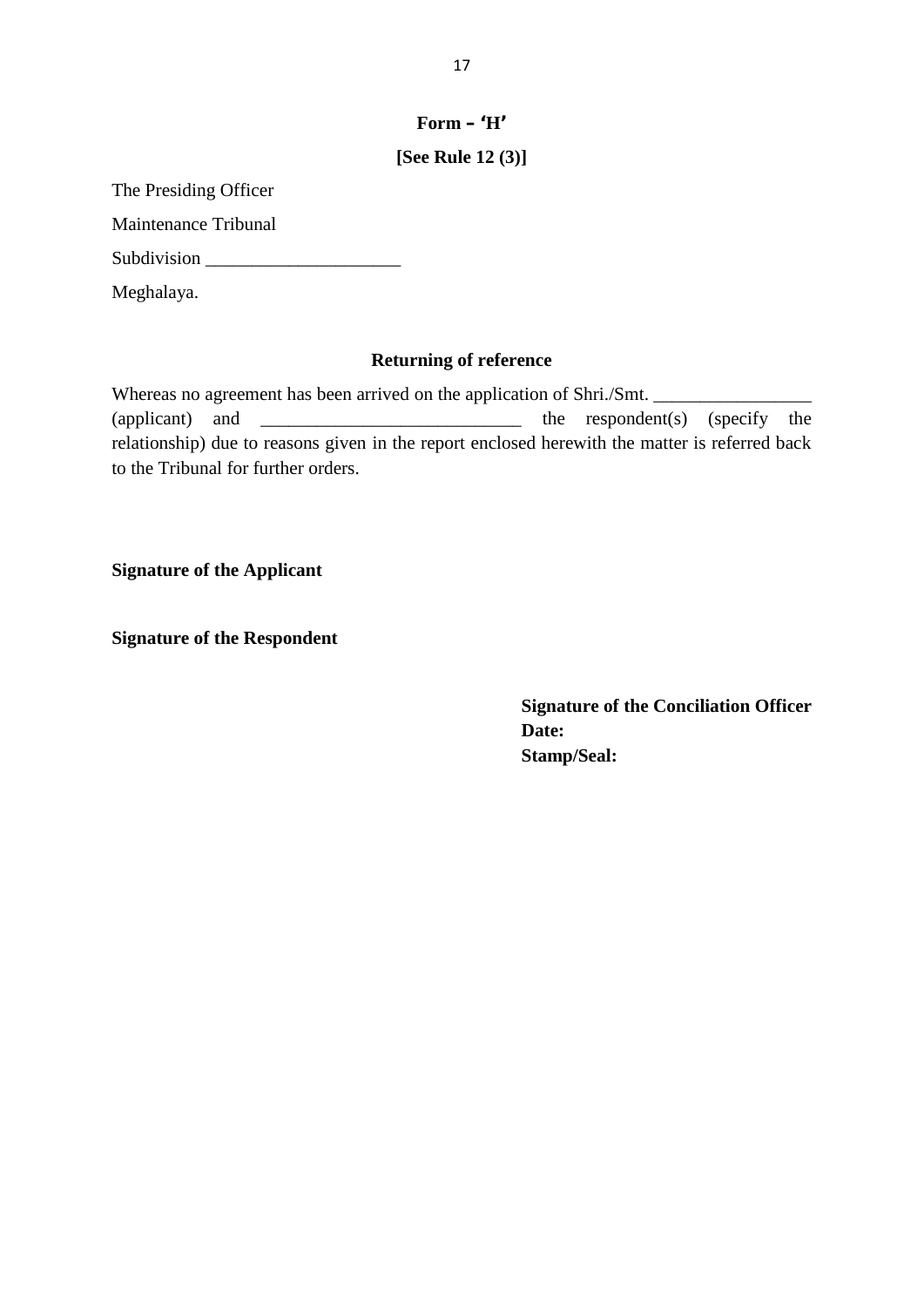**Form – 'H'**

**[See Rule 12 (3)]**

The Presiding Officer

Maintenance Tribunal

Subdivision ____________________

Meghalaya.

**Returning of reference**

Whereas no agreement has been arrived on the application of Shri./Smt. ________________ (applicant) and ___________________________ the respondent(s) (specify the relationship) due to reasons given in the report enclosed herewith the matter is referred back to the Tribunal for further orders.

**Signature of the Applicant**

**Signature of the Respondent**

**Signature of the Conciliation Officer**
**Date:**
**Stamp/Seal:**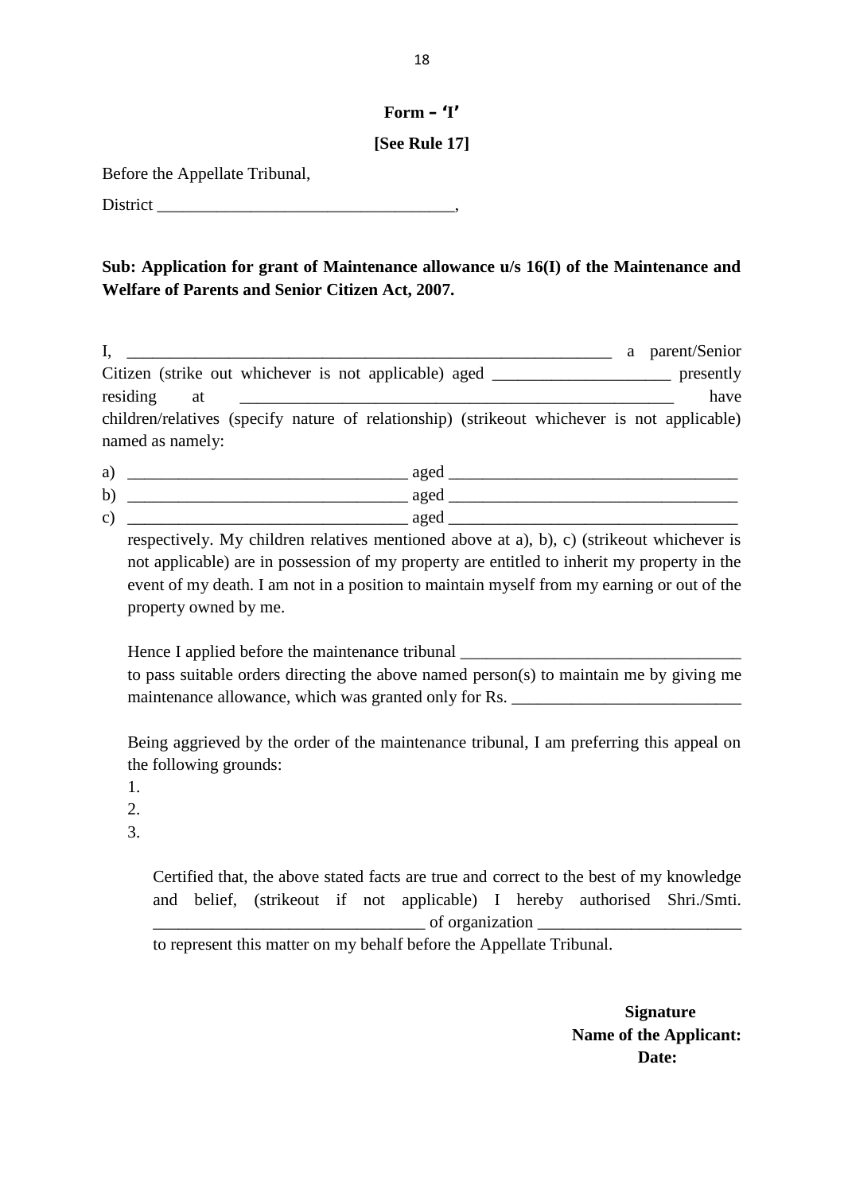**Form – ‘I’**

**[See Rule 17]**

Before the Appellate Tribunal,

District ___________________________________,

**Sub: Application for grant of Maintenance allowance u/s 16(I) of the Maintenance and Welfare of Parents and Senior Citizen Act, 2007.**

I, ________________________________________________________ a parent/Senior Citizen (strike out whichever is not applicable) aged ____________________ presently residing at __________________________________________________ have children/relatives (specify nature of relationship) (strikeout whichever is not applicable) named as namely:

a) ________________________________ aged _________________________________

b) ________________________________ aged _________________________________

c) ________________________________ aged _________________________________

respectively. My children relatives mentioned above at a), b), c) (strikeout whichever is not applicable) are in possession of my property are entitled to inherit my property in the event of my death. I am not in a position to maintain myself from my earning or out of the property owned by me.

Hence I applied before the maintenance tribunal ________________________________ to pass suitable orders directing the above named person(s) to maintain me by giving me maintenance allowance, which was granted only for Rs. __________________________

Being aggrieved by the order of the maintenance tribunal, I am preferring this appeal on the following grounds:

1.
2.
3.

Certified that, the above stated facts are true and correct to the best of my knowledge and belief, (strikeout if not applicable) I hereby authorised Shri./Smti. _______________________________ of organization ________________________ to represent this matter on my behalf before the Appellate Tribunal.

**Signature**
**Name of the Applicant:**
**Date:**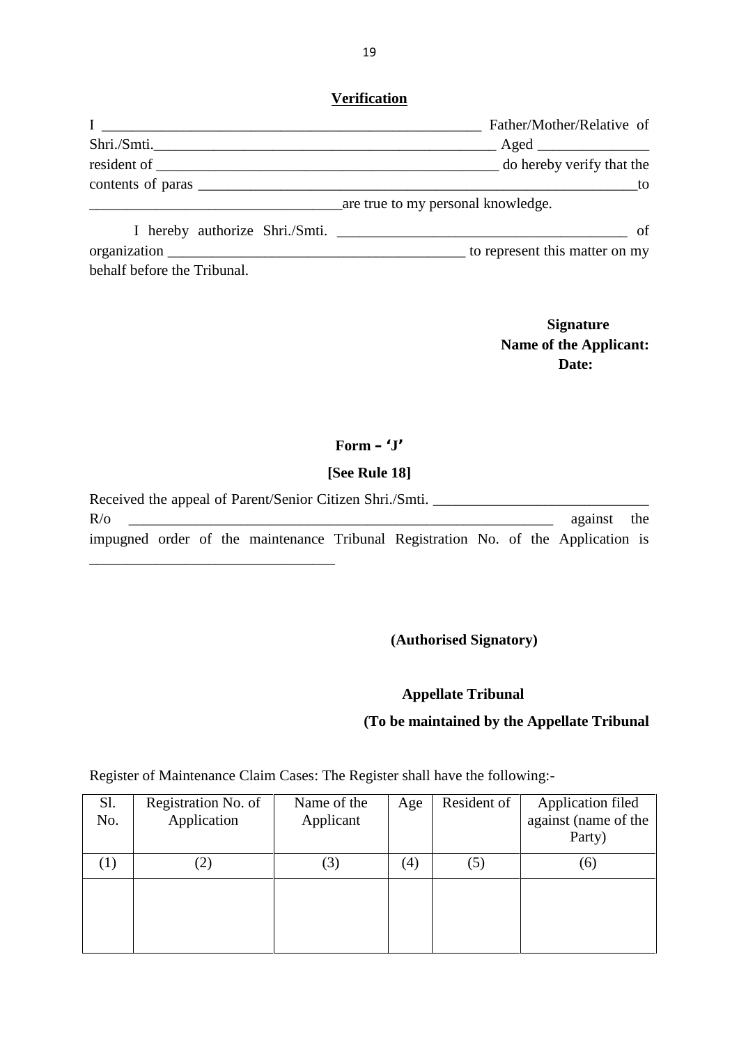**Verification**

I ____________________________________________________ Father/Mother/Relative of Shri./Smti.______________________________________________ Aged ______________ resident of ______________________________________________ do hereby verify that the contents of paras ____________________________________________________________to _________________________________are true to my personal knowledge.

I hereby authorize Shri./Smti. ______________________________________ of organization _______________________________________ to represent this matter on my behalf before the Tribunal.

**Signature**
**Name of the Applicant:**
**Date:**

**Form – 'J'**

**[See Rule 18]**

Received the appeal of Parent/Senior Citizen Shri./Smti. ___________________________ R/o _________________________________________________________ against the impugned order of the maintenance Tribunal Registration No. of the Application is _________________________________

**(Authorised Signatory)**

**Appellate Tribunal**

**(To be maintained by the Appellate Tribunal**

Register of Maintenance Claim Cases: The Register shall have the following:-

| Sl. No. | Registration No. of Application | Name of the Applicant | Age | Resident of | Application filed against (name of the Party) |
|---|---|---|---|---|---|
| (1) | (2) | (3) | (4) | (5) | (6) |
| | | | | | |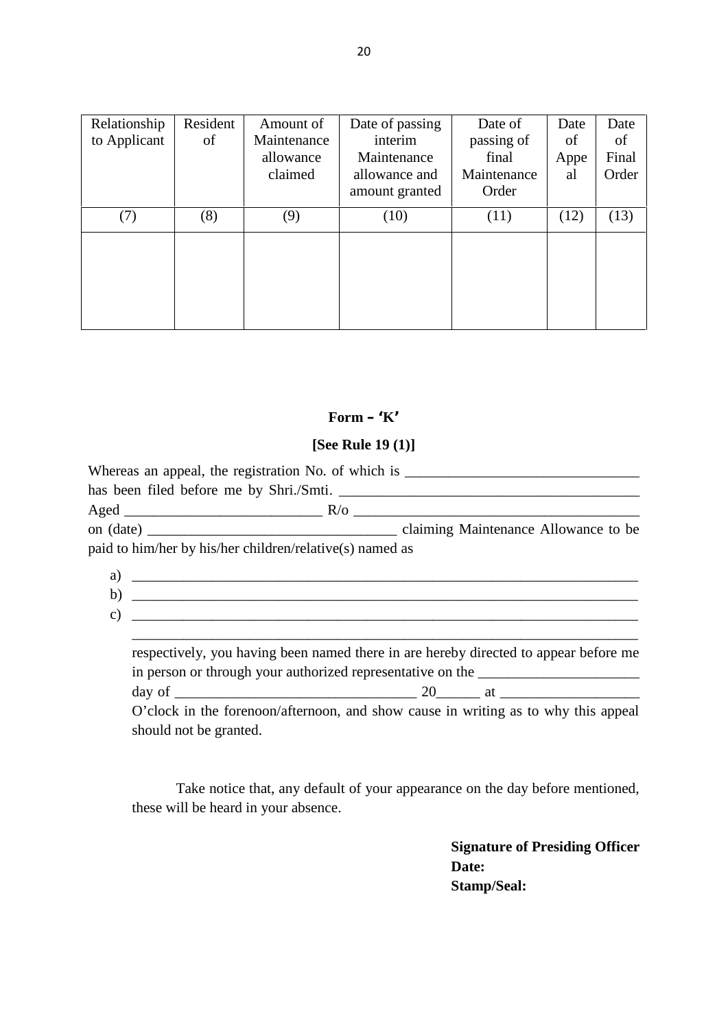| Relationship to Applicant | Resident of | Amount of Maintenance allowance claimed | Date of passing interim Maintenance allowance and amount granted | Date of passing of final Maintenance Order | Date of Appeal | Date of Final Order |
|---|---|---|---|---|---|---|
| (7) | (8) | (9) | (10) | (11) | (12) | (13) |
| | | | | | | |

**Form – 'K'**

**[See Rule 19 (1)]**

Whereas an appeal, the registration No. of which is _______________________________ has been filed before me by Shri./Smti. ________________________________________ Aged __________________________ R/o _______________________________________ on (date) _________________________________ claiming Maintenance Allowance to be paid to him/her by his/her children/relative(s) named as

a) ______________________________________________________________________
b) ______________________________________________________________________
c) ______________________________________________________________________
______________________________________________________________________

respectively, you having been named there in are hereby directed to appear before me in person or through your authorized representative on the ______________________ day of _________________________________ 20______ at ___________________ O'clock in the forenoon/afternoon, and show cause in writing as to why this appeal should not be granted.

Take notice that, any default of your appearance on the day before mentioned, these will be heard in your absence.

**Signature of Presiding Officer**
**Date:**
**Stamp/Seal:**